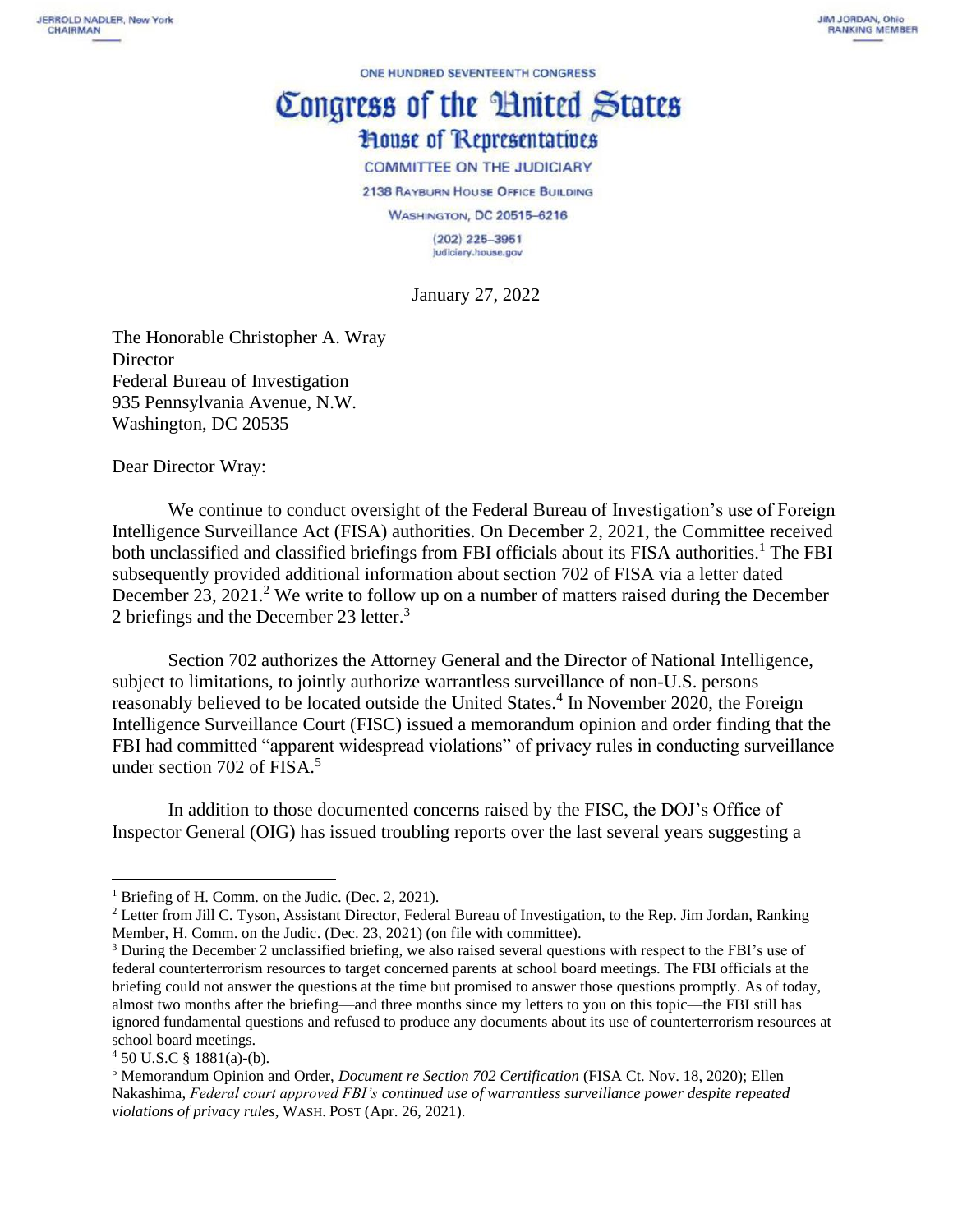JERROLD NADLER, New York
CHAIRMAN

JIM JORDAN, Ohio
RANKING MEMBER

ONE HUNDRED SEVENTEENTH CONGRESS

# Congress of the United States
## House of Representatives

COMMITTEE ON THE JUDICIARY

2138 RAYBURN HOUSE OFFICE BUILDING

WASHINGTON, DC 20515–6216

(202) 225–3951
judiciary.house.gov

January 27, 2022

The Honorable Christopher A. Wray
Director
Federal Bureau of Investigation
935 Pennsylvania Avenue, N.W.
Washington, DC 20535

Dear Director Wray:

We continue to conduct oversight of the Federal Bureau of Investigation's use of Foreign Intelligence Surveillance Act (FISA) authorities. On December 2, 2021, the Committee received both unclassified and classified briefings from FBI officials about its FISA authorities.[1] The FBI subsequently provided additional information about section 702 of FISA via a letter dated December 23, 2021.[2] We write to follow up on a number of matters raised during the December 2 briefings and the December 23 letter.[3]

Section 702 authorizes the Attorney General and the Director of National Intelligence, subject to limitations, to jointly authorize warrantless surveillance of non-U.S. persons reasonably believed to be located outside the United States.[4] In November 2020, the Foreign Intelligence Surveillance Court (FISC) issued a memorandum opinion and order finding that the FBI had committed "apparent widespread violations" of privacy rules in conducting surveillance under section 702 of FISA.[5]

In addition to those documented concerns raised by the FISC, the DOJ's Office of Inspector General (OIG) has issued troubling reports over the last several years suggesting a

---

[1] Briefing of H. Comm. on the Judic. (Dec. 2, 2021).

[2] Letter from Jill C. Tyson, Assistant Director, Federal Bureau of Investigation, to the Rep. Jim Jordan, Ranking Member, H. Comm. on the Judic. (Dec. 23, 2021) (on file with committee).

[3] During the December 2 unclassified briefing, we also raised several questions with respect to the FBI's use of federal counterterrorism resources to target concerned parents at school board meetings. The FBI officials at the briefing could not answer the questions at the time but promised to answer those questions promptly. As of today, almost two months after the briefing—and three months since my letters to you on this topic—the FBI still has ignored fundamental questions and refused to produce any documents about its use of counterterrorism resources at school board meetings.

[4] 50 U.S.C § 1881(a)-(b).

[5] Memorandum Opinion and Order, *Document re Section 702 Certification* (FISA Ct. Nov. 18, 2020); Ellen Nakashima, *Federal court approved FBI's continued use of warrantless surveillance power despite repeated violations of privacy rules*, WASH. POST (Apr. 26, 2021).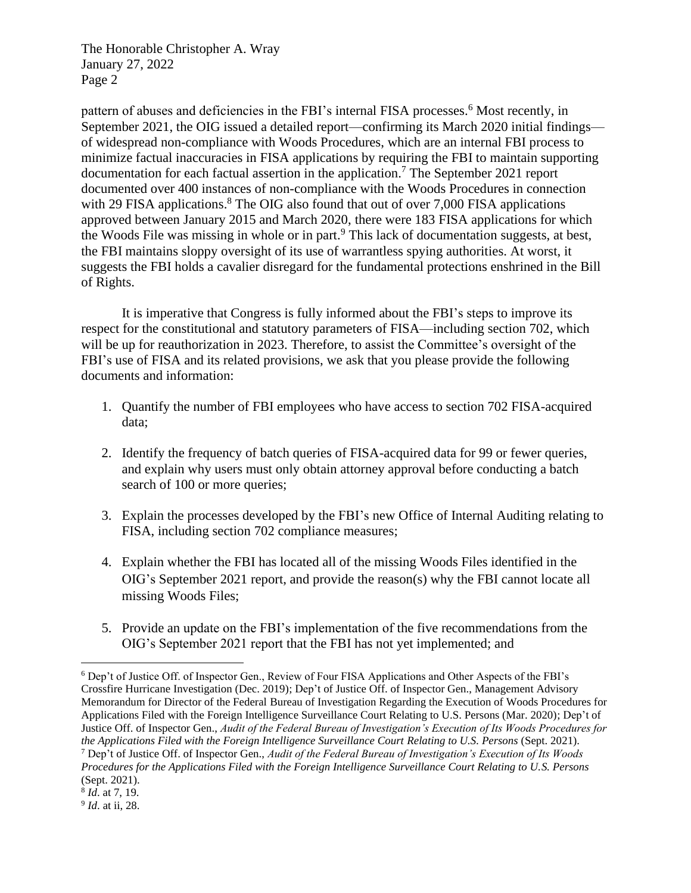pattern of abuses and deficiencies in the FBI's internal FISA processes.[6] Most recently, in September 2021, the OIG issued a detailed report—confirming its March 2020 initial findings—of widespread non-compliance with Woods Procedures, which are an internal FBI process to minimize factual inaccuracies in FISA applications by requiring the FBI to maintain supporting documentation for each factual assertion in the application.[7] The September 2021 report documented over 400 instances of non-compliance with the Woods Procedures in connection with 29 FISA applications.[8] The OIG also found that out of over 7,000 FISA applications approved between January 2015 and March 2020, there were 183 FISA applications for which the Woods File was missing in whole or in part.[9] This lack of documentation suggests, at best, the FBI maintains sloppy oversight of its use of warrantless spying authorities. At worst, it suggests the FBI holds a cavalier disregard for the fundamental protections enshrined in the Bill of Rights.

It is imperative that Congress is fully informed about the FBI's steps to improve its respect for the constitutional and statutory parameters of FISA—including section 702, which will be up for reauthorization in 2023. Therefore, to assist the Committee's oversight of the FBI's use of FISA and its related provisions, we ask that you please provide the following documents and information:

1. Quantify the number of FBI employees who have access to section 702 FISA-acquired data;
2. Identify the frequency of batch queries of FISA-acquired data for 99 or fewer queries, and explain why users must only obtain attorney approval before conducting a batch search of 100 or more queries;
3. Explain the processes developed by the FBI's new Office of Internal Auditing relating to FISA, including section 702 compliance measures;
4. Explain whether the FBI has located all of the missing Woods Files identified in the OIG's September 2021 report, and provide the reason(s) why the FBI cannot locate all missing Woods Files;
5. Provide an update on the FBI's implementation of the five recommendations from the OIG's September 2021 report that the FBI has not yet implemented; and

---

[6] Dep't of Justice Off. of Inspector Gen., Review of Four FISA Applications and Other Aspects of the FBI's Crossfire Hurricane Investigation (Dec. 2019); Dep't of Justice Off. of Inspector Gen., Management Advisory Memorandum for Director of the Federal Bureau of Investigation Regarding the Execution of Woods Procedures for Applications Filed with the Foreign Intelligence Surveillance Court Relating to U.S. Persons (Mar. 2020); Dep't of Justice Off. of Inspector Gen., *Audit of the Federal Bureau of Investigation's Execution of Its Woods Procedures for the Applications Filed with the Foreign Intelligence Surveillance Court Relating to U.S. Persons* (Sept. 2021).

[7] Dep't of Justice Off. of Inspector Gen., *Audit of the Federal Bureau of Investigation's Execution of Its Woods Procedures for the Applications Filed with the Foreign Intelligence Surveillance Court Relating to U.S. Persons* (Sept. 2021).

[8] *Id*. at 7, 19.

[9] *Id*. at ii, 28.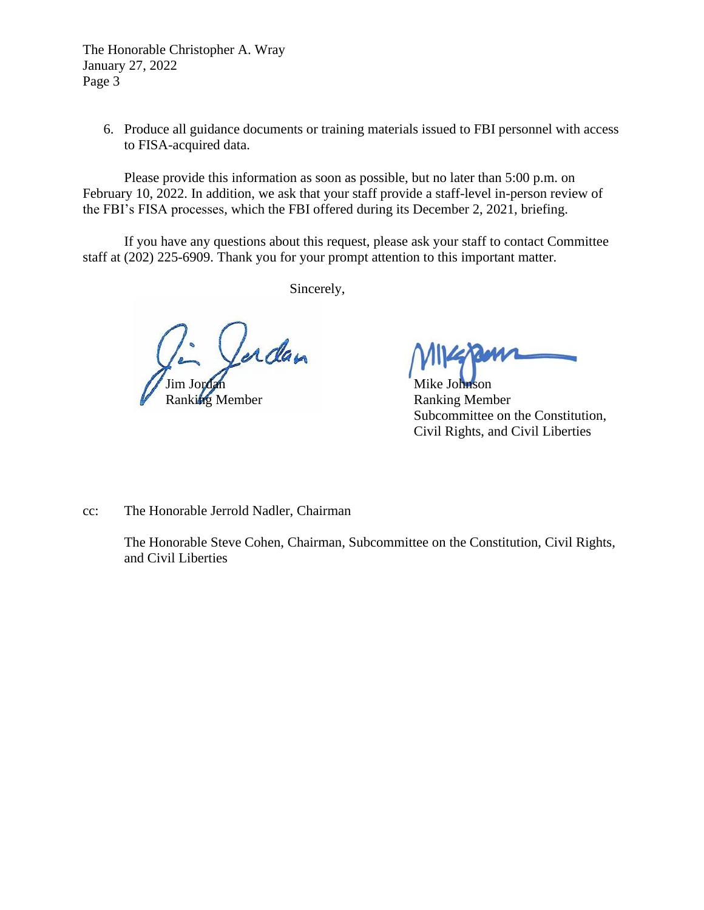6. Produce all guidance documents or training materials issued to FBI personnel with access to FISA-acquired data.

Please provide this information as soon as possible, but no later than 5:00 p.m. on February 10, 2022. In addition, we ask that your staff provide a staff-level in-person review of the FBI's FISA processes, which the FBI offered during its December 2, 2021, briefing.

If you have any questions about this request, please ask your staff to contact Committee staff at (202) 225-6909. Thank you for your prompt attention to this important matter.

Sincerely,

Jim Jordan
Ranking Member

Mike Johnson
Ranking Member
Subcommittee on the Constitution, Civil Rights, and Civil Liberties

cc: The Honorable Jerrold Nadler, Chairman

The Honorable Steve Cohen, Chairman, Subcommittee on the Constitution, Civil Rights, and Civil Liberties